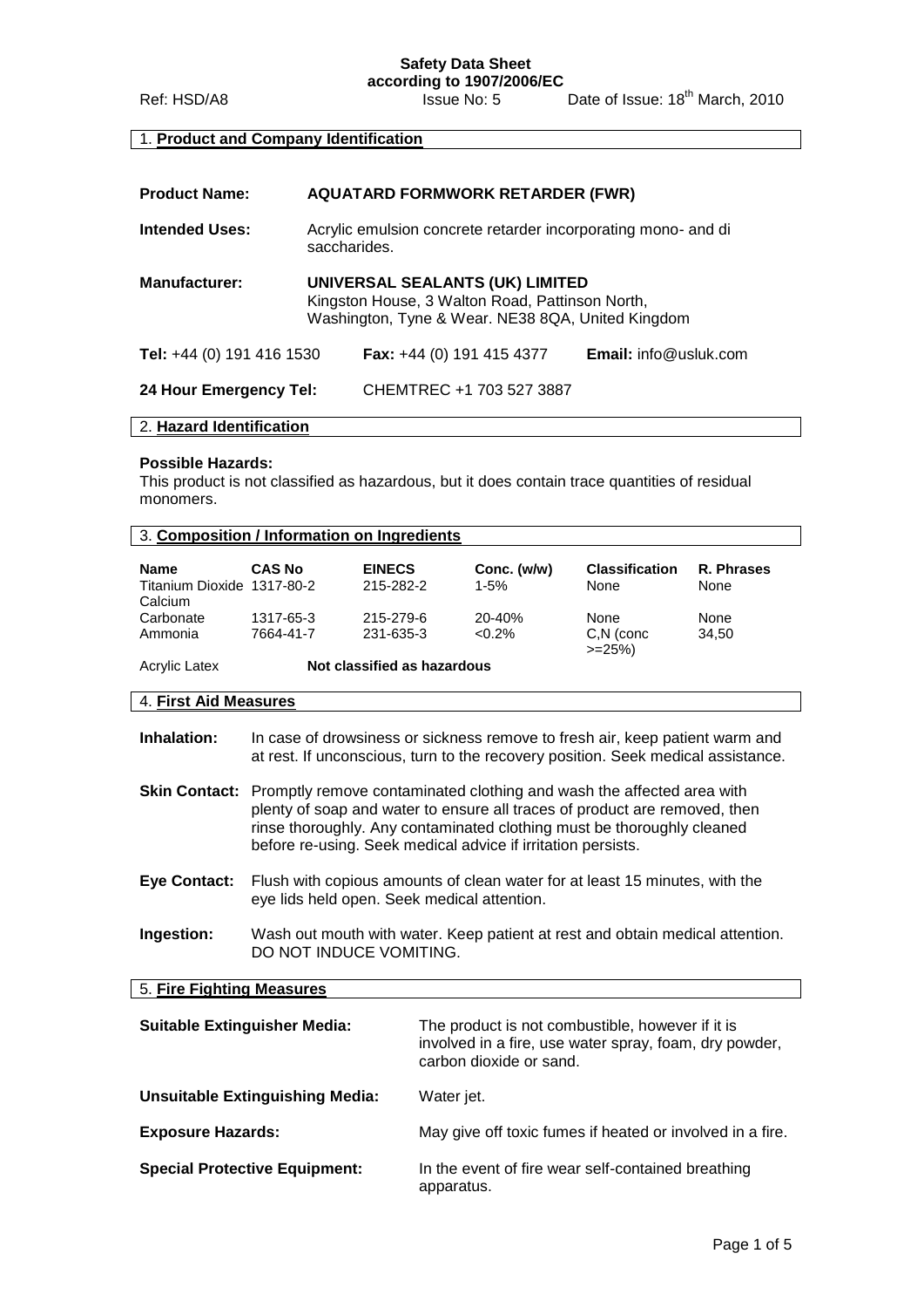**Safety Data Sheet**
**according to 1907/2006/EC**

Ref: HSD/A8 Issue No: 5 Date of Issue: 18th March, 2010

## 1. Product and Company Identification

**Product Name:** **AQUATARD FORMWORK RETARDER (FWR)**

**Intended Uses:** Acrylic emulsion concrete retarder incorporating mono- and di saccharides.

**Manufacturer:** **UNIVERSAL SEALANTS (UK) LIMITED**
Kingston House, 3 Walton Road, Pattinson North,
Washington, Tyne & Wear. NE38 8QA, United Kingdom

**Tel:** +44 (0) 191 416 1530 **Fax:** +44 (0) 191 415 4377 **Email:** info@usluk.com

**24 Hour Emergency Tel:** CHEMTREC +1 703 527 3887

## 2. Hazard Identification

**Possible Hazards:**
This product is not classified as hazardous, but it does contain trace quantities of residual monomers.

## 3. Composition / Information on Ingredients

| Name | CAS No | EINECS | Conc. (w/w) | Classification | R. Phrases |
|---|---|---|---|---|---|
| Titanium Dioxide | 1317-80-2 | 215-282-2 | 1-5% | None | None |
| Calcium Carbonate | 1317-65-3 | 215-279-6 | 20-40% | None | None |
| Ammonia | 7664-41-7 | 231-635-3 | <0.2% | C,N (conc >=25%) | 34,50 |
| Acrylic Latex | **Not classified as hazardous** | | | | |

## 4. First Aid Measures

**Inhalation:** In case of drowsiness or sickness remove to fresh air, keep patient warm and at rest. If unconscious, turn to the recovery position. Seek medical assistance.

**Skin Contact:** Promptly remove contaminated clothing and wash the affected area with plenty of soap and water to ensure all traces of product are removed, then rinse thoroughly. Any contaminated clothing must be thoroughly cleaned before re-using. Seek medical advice if irritation persists.

**Eye Contact:** Flush with copious amounts of clean water for at least 15 minutes, with the eye lids held open. Seek medical attention.

**Ingestion:** Wash out mouth with water. Keep patient at rest and obtain medical attention. DO NOT INDUCE VOMITING.

## 5. Fire Fighting Measures

**Suitable Extinguisher Media:** The product is not combustible, however if it is involved in a fire, use water spray, foam, dry powder, carbon dioxide or sand.

**Unsuitable Extinguishing Media:** Water jet.

**Exposure Hazards:** May give off toxic fumes if heated or involved in a fire.

**Special Protective Equipment:** In the event of fire wear self-contained breathing apparatus.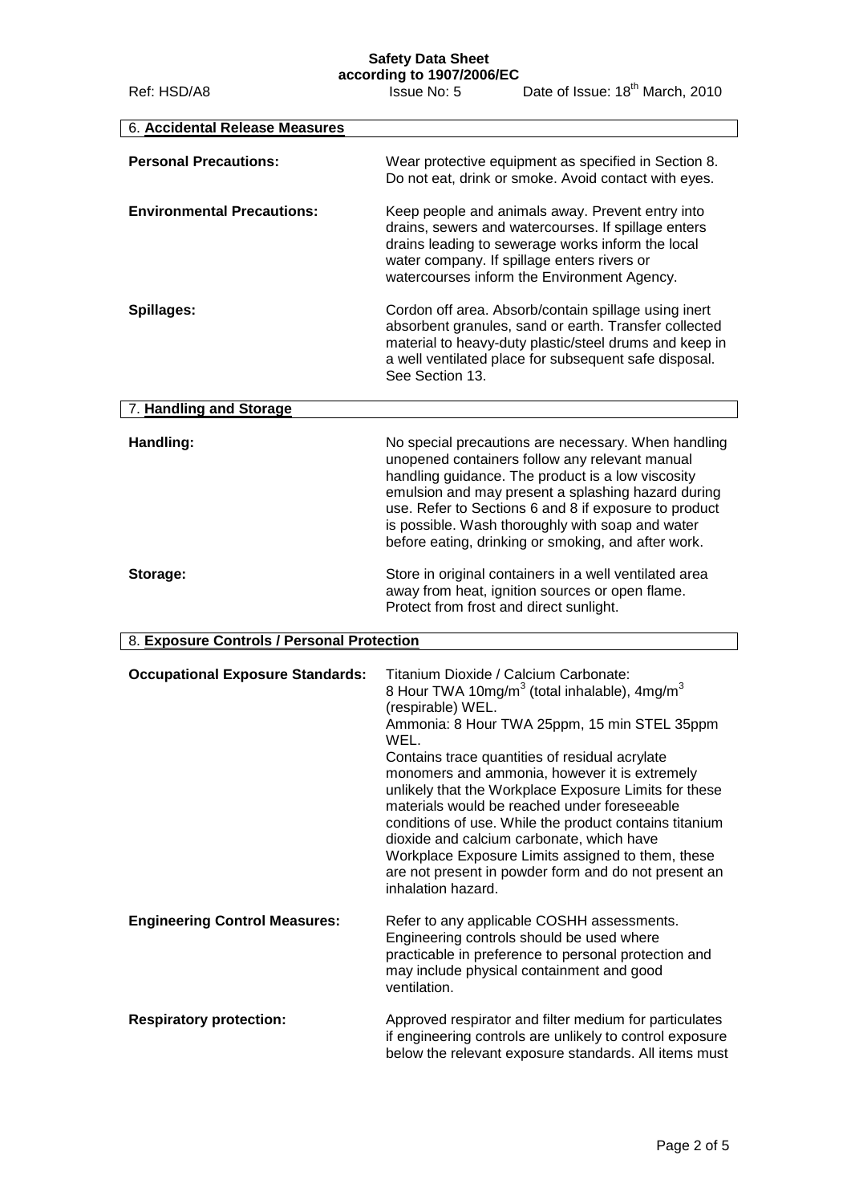## 6. Accidental Release Measures

**Personal Precautions:** Wear protective equipment as specified in Section 8. Do not eat, drink or smoke. Avoid contact with eyes.

**Environmental Precautions:** Keep people and animals away. Prevent entry into drains, sewers and watercourses. If spillage enters drains leading to sewerage works inform the local water company. If spillage enters rivers or watercourses inform the Environment Agency.

**Spillages:** Cordon off area. Absorb/contain spillage using inert absorbent granules, sand or earth. Transfer collected material to heavy-duty plastic/steel drums and keep in a well ventilated place for subsequent safe disposal. See Section 13.

## 7. Handling and Storage

**Handling:** No special precautions are necessary. When handling unopened containers follow any relevant manual handling guidance. The product is a low viscosity emulsion and may present a splashing hazard during use. Refer to Sections 6 and 8 if exposure to product is possible. Wash thoroughly with soap and water before eating, drinking or smoking, and after work.

**Storage:** Store in original containers in a well ventilated area away from heat, ignition sources or open flame. Protect from frost and direct sunlight.

## 8. Exposure Controls / Personal Protection

**Occupational Exposure Standards:** Titanium Dioxide / Calcium Carbonate: 8 Hour TWA 10mg/m$^3$ (total inhalable), 4mg/m$^3$ (respirable) WEL.
Ammonia: 8 Hour TWA 25ppm, 15 min STEL 35ppm WEL.
Contains trace quantities of residual acrylate monomers and ammonia, however it is extremely unlikely that the Workplace Exposure Limits for these materials would be reached under foreseeable conditions of use. While the product contains titanium dioxide and calcium carbonate, which have Workplace Exposure Limits assigned to them, these are not present in powder form and do not present an inhalation hazard.

**Engineering Control Measures:** Refer to any applicable COSHH assessments. Engineering controls should be used where practicable in preference to personal protection and may include physical containment and good ventilation.

**Respiratory protection:** Approved respirator and filter medium for particulates if engineering controls are unlikely to control exposure below the relevant exposure standards. All items must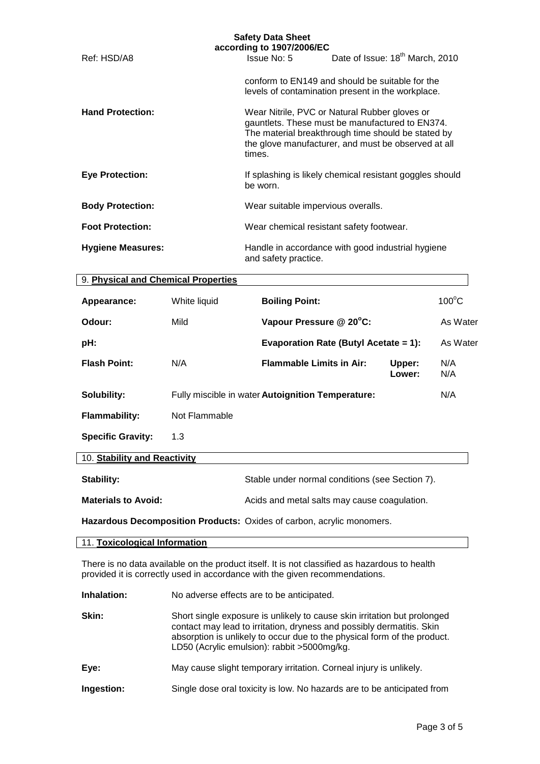conform to EN149 and should be suitable for the levels of contamination present in the workplace.

**Hand Protection:** Wear Nitrile, PVC or Natural Rubber gloves or gauntlets. These must be manufactured to EN374. The material breakthrough time should be stated by the glove manufacturer, and must be observed at all times.

**Eye Protection:** If splashing is likely chemical resistant goggles should be worn.

**Body Protection:** Wear suitable impervious overalls.

**Foot Protection:** Wear chemical resistant safety footwear.

**Hygiene Measures:** Handle in accordance with good industrial hygiene and safety practice.

## 9. Physical and Chemical Properties

| | | | | |
|---|---|---|---|---|
| **Appearance:** | White liquid | **Boiling Point:** | | 100°C |
| **Odour:** | Mild | **Vapour Pressure @ 20°C:** | | As Water |
| **pH:** | | **Evaporation Rate (Butyl Acetate = 1):** | | As Water |
| **Flash Point:** | N/A | **Flammable Limits in Air:** | **Upper:**<br>**Lower:** | N/A<br>N/A |
| **Solubility:** | Fully miscible in water | **Autoignition Temperature:** | | N/A |
| **Flammability:** | Not Flammable | | | |
| **Specific Gravity:** | 1.3 | | | |

## 10. Stability and Reactivity

**Stability:** Stable under normal conditions (see Section 7).

**Materials to Avoid:** Acids and metal salts may cause coagulation.

**Hazardous Decomposition Products:** Oxides of carbon, acrylic monomers.

## 11. Toxicological Information

There is no data available on the product itself. It is not classified as hazardous to health provided it is correctly used in accordance with the given recommendations.

**Inhalation:** No adverse effects are to be anticipated.

**Skin:** Short single exposure is unlikely to cause skin irritation but prolonged contact may lead to irritation, dryness and possibly dermatitis. Skin absorption is unlikely to occur due to the physical form of the product. LD50 (Acrylic emulsion): rabbit >5000mg/kg.

**Eye:** May cause slight temporary irritation. Corneal injury is unlikely.

**Ingestion:** Single dose oral toxicity is low. No hazards are to be anticipated from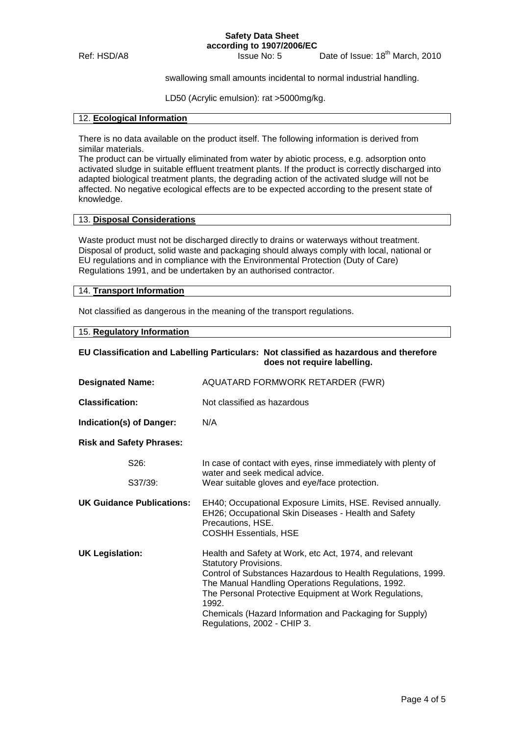swallowing small amounts incidental to normal industrial handling.

LD50 (Acrylic emulsion): rat >5000mg/kg.

## 12. **Ecological Information**

There is no data available on the product itself. The following information is derived from similar materials.
The product can be virtually eliminated from water by abiotic process, e.g. adsorption onto activated sludge in suitable effluent treatment plants. If the product is correctly discharged into adapted biological treatment plants, the degrading action of the activated sludge will not be affected. No negative ecological effects are to be expected according to the present state of knowledge.

## 13. **Disposal Considerations**

Waste product must not be discharged directly to drains or waterways without treatment. Disposal of product, solid waste and packaging should always comply with local, national or EU regulations and in compliance with the Environmental Protection (Duty of Care) Regulations 1991, and be undertaken by an authorised contractor.

## 14. **Transport Information**

Not classified as dangerous in the meaning of the transport regulations.

## 15. **Regulatory Information**

**EU Classification and Labelling Particulars: Not classified as hazardous and therefore does not require labelling.**

**Designated Name:** AQUATARD FORMWORK RETARDER (FWR)

**Classification:** Not classified as hazardous

**Indication(s) of Danger:** N/A

**Risk and Safety Phrases:**

S26: In case of contact with eyes, rinse immediately with plenty of water and seek medical advice.

S37/39: Wear suitable gloves and eye/face protection.

**UK Guidance Publications:** EH40; Occupational Exposure Limits, HSE. Revised annually.
EH26; Occupational Skin Diseases - Health and Safety Precautions, HSE.
COSHH Essentials, HSE

**UK Legislation:** Health and Safety at Work, etc Act, 1974, and relevant Statutory Provisions.
Control of Substances Hazardous to Health Regulations, 1999.
The Manual Handling Operations Regulations, 1992.
The Personal Protective Equipment at Work Regulations, 1992.
Chemicals (Hazard Information and Packaging for Supply) Regulations, 2002 - CHIP 3.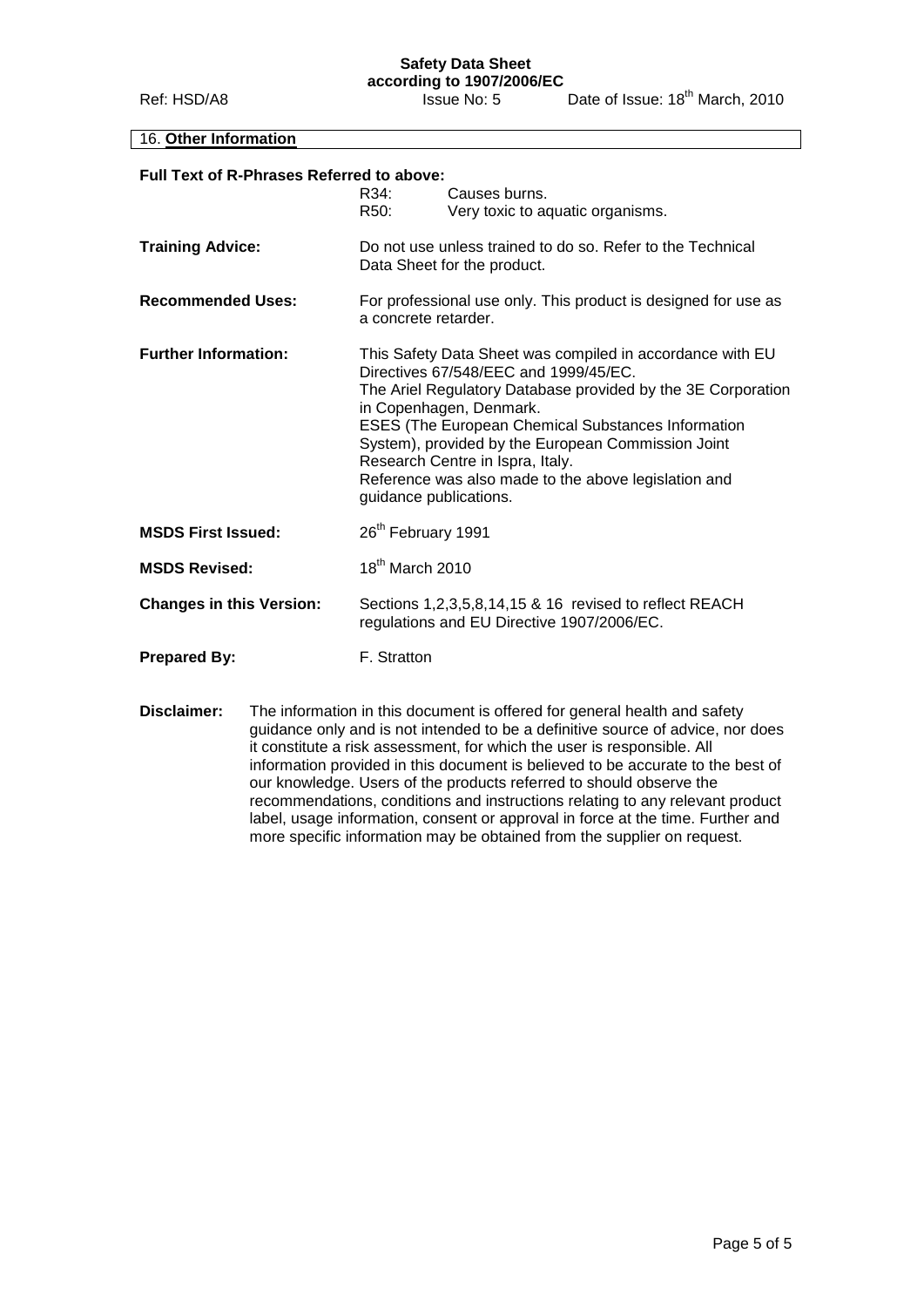## 16. **Other Information**

**Full Text of R-Phrases Referred to above:**

R34: Causes burns.
R50: Very toxic to aquatic organisms.

**Training Advice:** Do not use unless trained to do so. Refer to the Technical Data Sheet for the product.

**Recommended Uses:** For professional use only. This product is designed for use as a concrete retarder.

**Further Information:** This Safety Data Sheet was compiled in accordance with EU Directives 67/548/EEC and 1999/45/EC.
The Ariel Regulatory Database provided by the 3E Corporation in Copenhagen, Denmark.
ESES (The European Chemical Substances Information System), provided by the European Commission Joint Research Centre in Ispra, Italy.
Reference was also made to the above legislation and guidance publications.

**MSDS First Issued:** 26th February 1991

**MSDS Revised:** 18th March 2010

**Changes in this Version:** Sections 1,2,3,5,8,14,15 & 16 revised to reflect REACH regulations and EU Directive 1907/2006/EC.

**Prepared By:** F. Stratton

**Disclaimer:** The information in this document is offered for general health and safety guidance only and is not intended to be a definitive source of advice, nor does it constitute a risk assessment, for which the user is responsible. All information provided in this document is believed to be accurate to the best of our knowledge. Users of the products referred to should observe the recommendations, conditions and instructions relating to any relevant product label, usage information, consent or approval in force at the time. Further and more specific information may be obtained from the supplier on request.